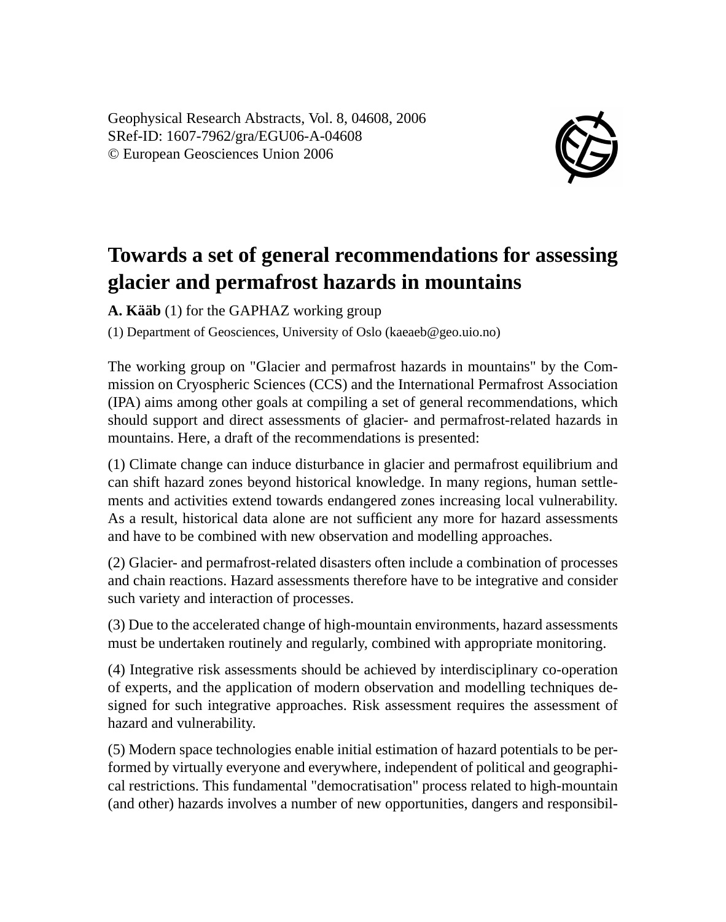Geophysical Research Abstracts, Vol. 8, 04608, 2006
SRef-ID: 1607-7962/gra/EGU06-A-04608
© European Geosciences Union 2006

# Towards a set of general recommendations for assessing glacier and permafrost hazards in mountains

**A. Kääb** (1) for the GAPHAZ working group

(1) Department of Geosciences, University of Oslo (kaeaeb@geo.uio.no)

The working group on "Glacier and permafrost hazards in mountains" by the Commission on Cryospheric Sciences (CCS) and the International Permafrost Association (IPA) aims among other goals at compiling a set of general recommendations, which should support and direct assessments of glacier- and permafrost-related hazards in mountains. Here, a draft of the recommendations is presented:

(1) Climate change can induce disturbance in glacier and permafrost equilibrium and can shift hazard zones beyond historical knowledge. In many regions, human settlements and activities extend towards endangered zones increasing local vulnerability. As a result, historical data alone are not sufficient any more for hazard assessments and have to be combined with new observation and modelling approaches.

(2) Glacier- and permafrost-related disasters often include a combination of processes and chain reactions. Hazard assessments therefore have to be integrative and consider such variety and interaction of processes.

(3) Due to the accelerated change of high-mountain environments, hazard assessments must be undertaken routinely and regularly, combined with appropriate monitoring.

(4) Integrative risk assessments should be achieved by interdisciplinary co-operation of experts, and the application of modern observation and modelling techniques designed for such integrative approaches. Risk assessment requires the assessment of hazard and vulnerability.

(5) Modern space technologies enable initial estimation of hazard potentials to be performed by virtually everyone and everywhere, independent of political and geographical restrictions. This fundamental "democratisation" process related to high-mountain (and other) hazards involves a number of new opportunities, dangers and responsibil-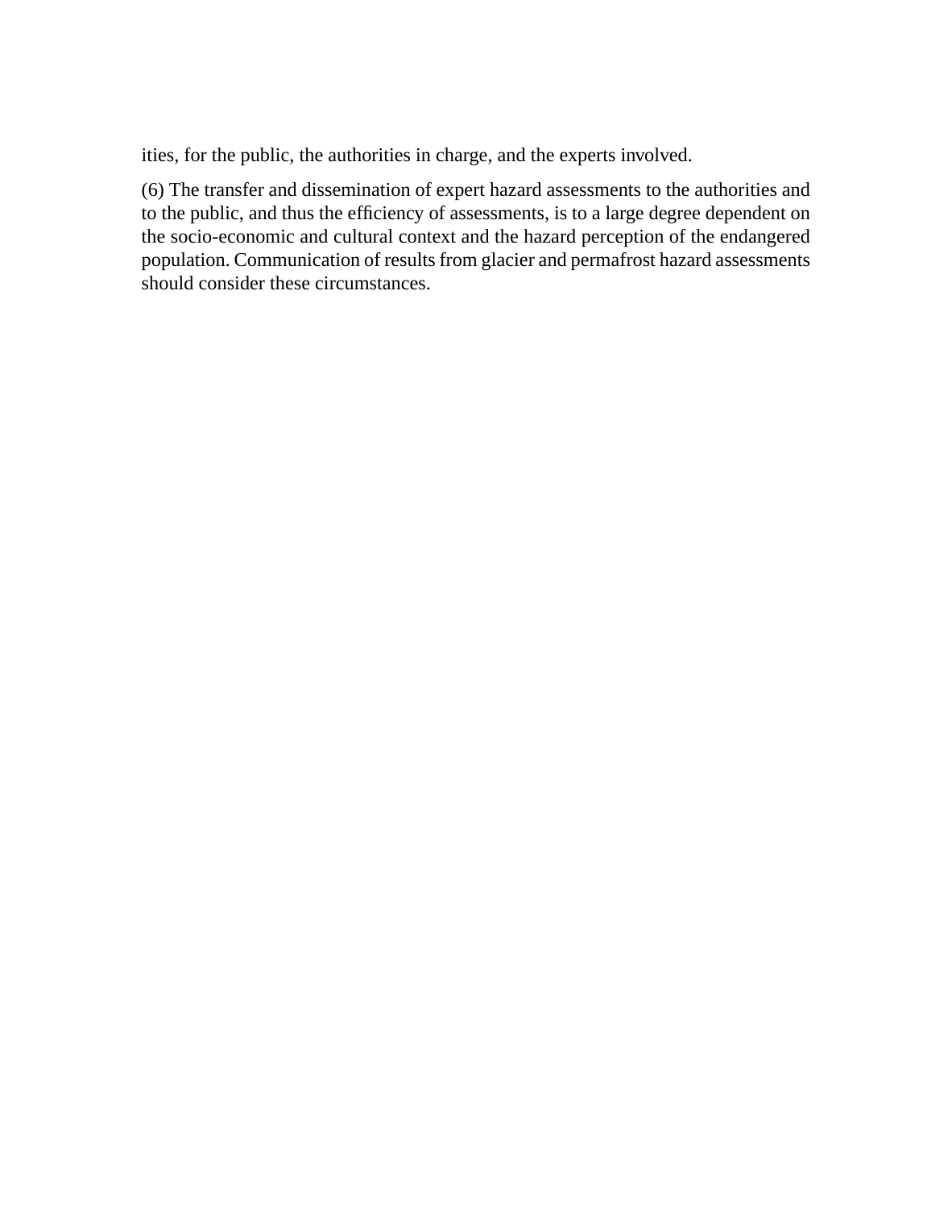ities, for the public, the authorities in charge, and the experts involved.

(6) The transfer and dissemination of expert hazard assessments to the authorities and to the public, and thus the efficiency of assessments, is to a large degree dependent on the socio-economic and cultural context and the hazard perception of the endangered population. Communication of results from glacier and permafrost hazard assessments should consider these circumstances.